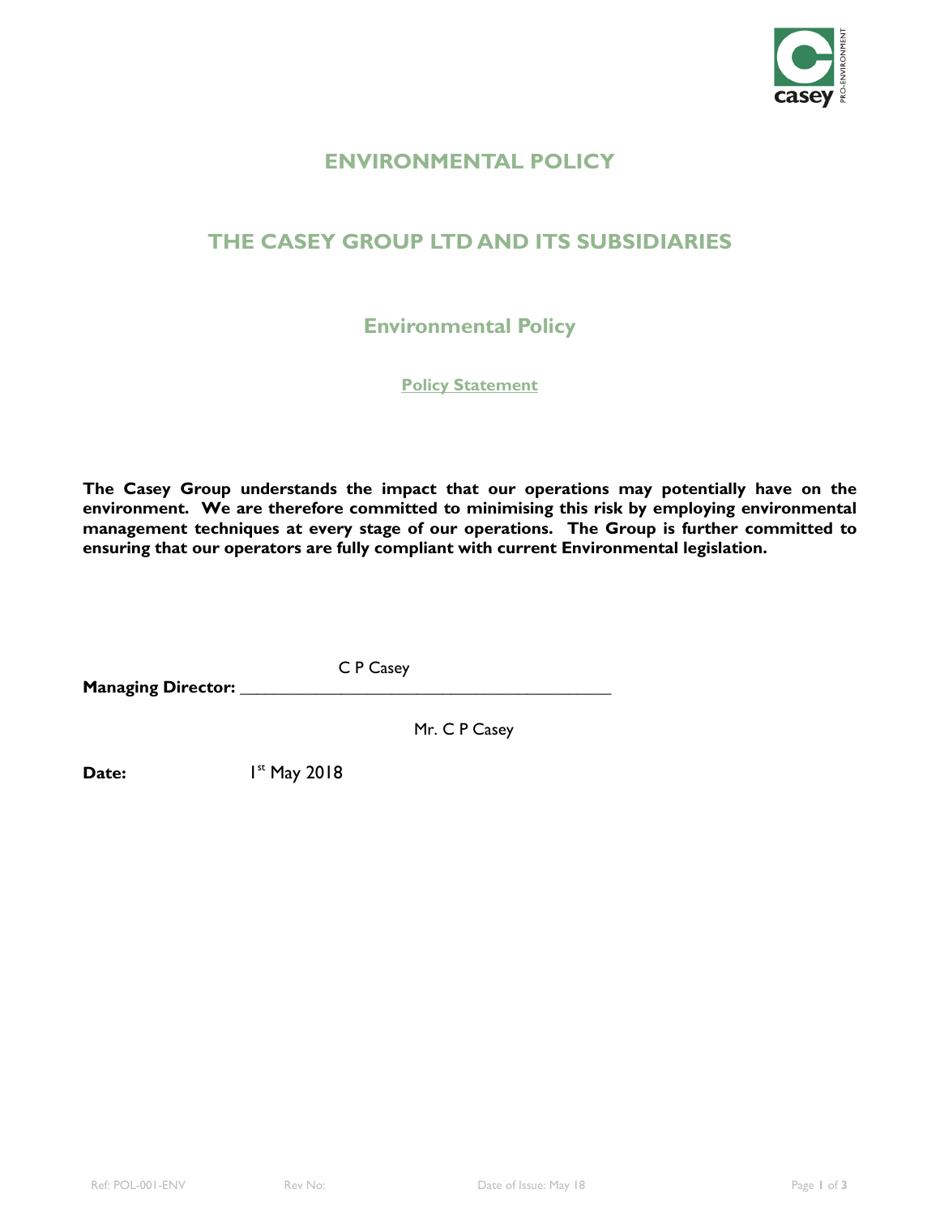# ENVIRONMENTAL POLICY

## THE CASEY GROUP LTD AND ITS SUBSIDIARIES

### Environmental Policy

**Policy Statement**

**The Casey Group understands the impact that our operations may potentially have on the environment. We are therefore committed to minimising this risk by employing environmental management techniques at every stage of our operations. The Group is further committed to ensuring that our operators are fully compliant with current Environmental legislation.**

**Managing Director:** C P Casey

Mr. C P Casey

**Date:** 1st May 2018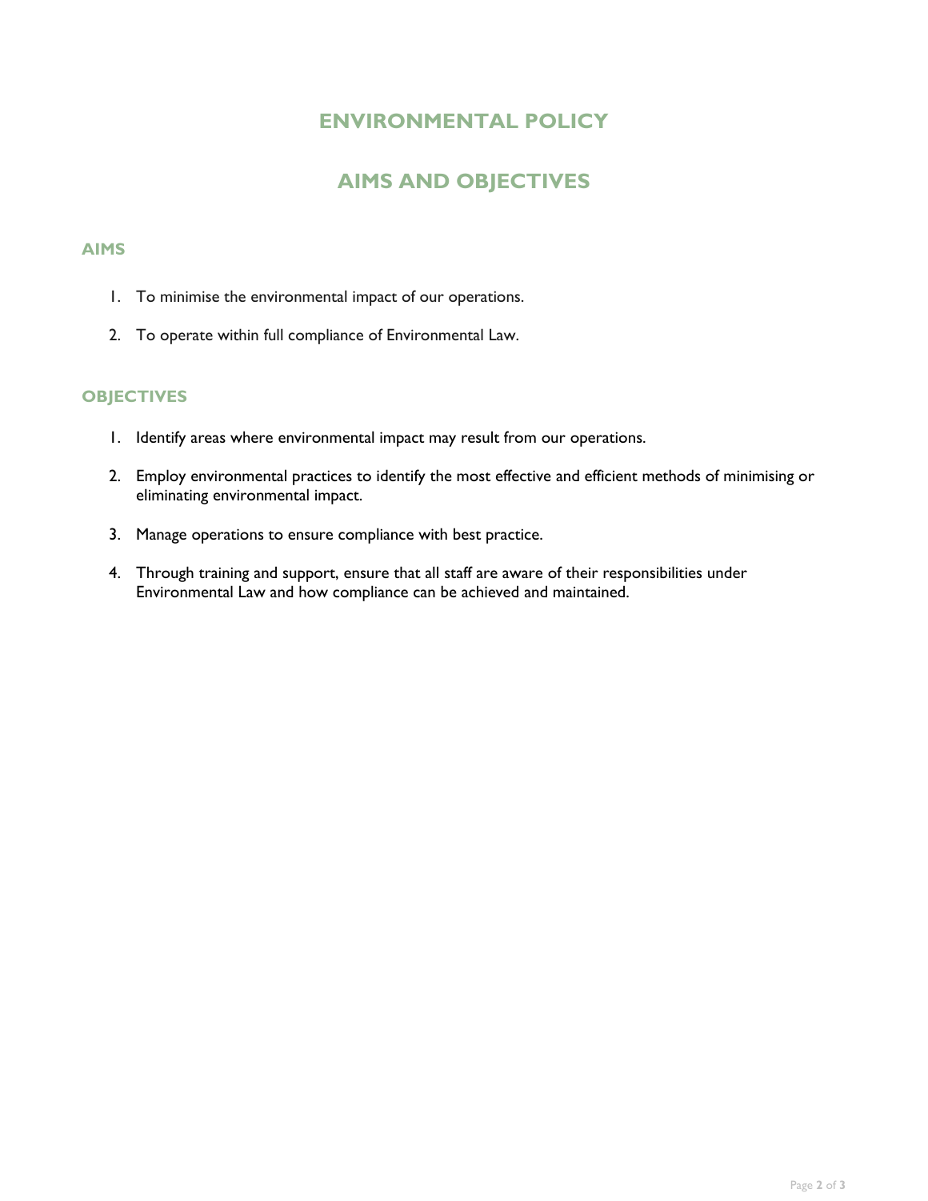# ENVIRONMENTAL POLICY

# AIMS AND OBJECTIVES

## AIMS

1. To minimise the environmental impact of our operations.

2. To operate within full compliance of Environmental Law.

## OBJECTIVES

1. Identify areas where environmental impact may result from our operations.

2. Employ environmental practices to identify the most effective and efficient methods of minimising or eliminating environmental impact.

3. Manage operations to ensure compliance with best practice.

4. Through training and support, ensure that all staff are aware of their responsibilities under Environmental Law and how compliance can be achieved and maintained.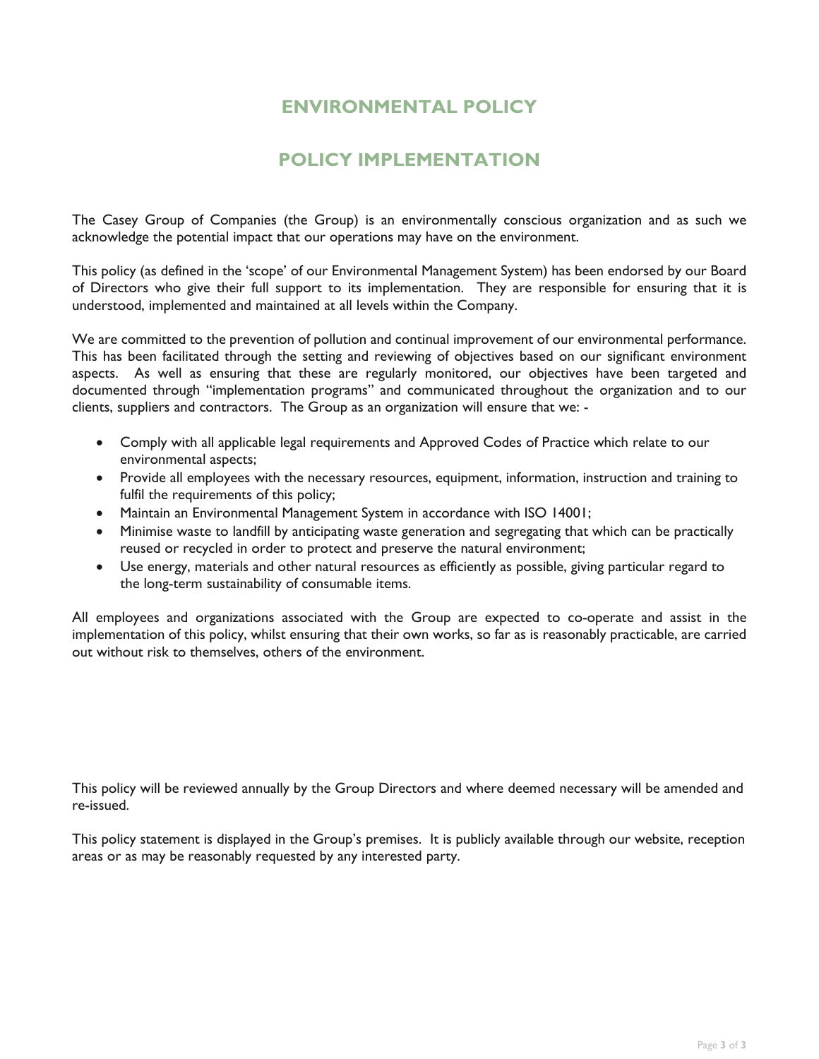# ENVIRONMENTAL POLICY

## POLICY IMPLEMENTATION

The Casey Group of Companies (the Group) is an environmentally conscious organization and as such we acknowledge the potential impact that our operations may have on the environment.

This policy (as defined in the 'scope' of our Environmental Management System) has been endorsed by our Board of Directors who give their full support to its implementation. They are responsible for ensuring that it is understood, implemented and maintained at all levels within the Company.

We are committed to the prevention of pollution and continual improvement of our environmental performance. This has been facilitated through the setting and reviewing of objectives based on our significant environment aspects. As well as ensuring that these are regularly monitored, our objectives have been targeted and documented through "implementation programs" and communicated throughout the organization and to our clients, suppliers and contractors. The Group as an organization will ensure that we: -

- Comply with all applicable legal requirements and Approved Codes of Practice which relate to our environmental aspects;
- Provide all employees with the necessary resources, equipment, information, instruction and training to fulfil the requirements of this policy;
- Maintain an Environmental Management System in accordance with ISO 14001;
- Minimise waste to landfill by anticipating waste generation and segregating that which can be practically reused or recycled in order to protect and preserve the natural environment;
- Use energy, materials and other natural resources as efficiently as possible, giving particular regard to the long-term sustainability of consumable items.

All employees and organizations associated with the Group are expected to co-operate and assist in the implementation of this policy, whilst ensuring that their own works, so far as is reasonably practicable, are carried out without risk to themselves, others of the environment.

This policy will be reviewed annually by the Group Directors and where deemed necessary will be amended and re-issued.

This policy statement is displayed in the Group's premises. It is publicly available through our website, reception areas or as may be reasonably requested by any interested party.